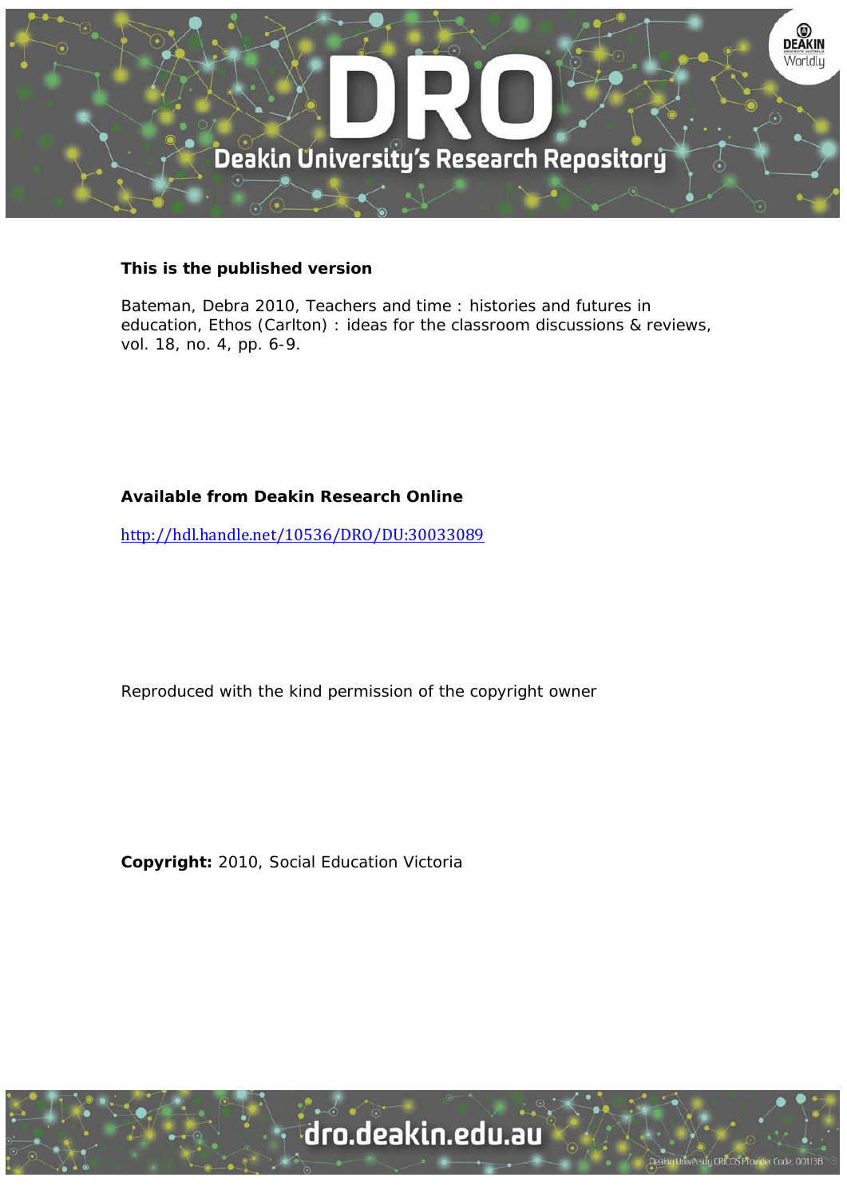**This is the published version**

Bateman, Debra 2010, Teachers and time : histories and futures in education, Ethos (Carlton) : ideas for the classroom discussions & reviews, vol. 18, no. 4, pp. 6-9.

**Available from Deakin Research Online**

http://hdl.handle.net/10536/DRO/DU:30033089

Reproduced with the kind permission of the copyright owner

**Copyright:** 2010, Social Education Victoria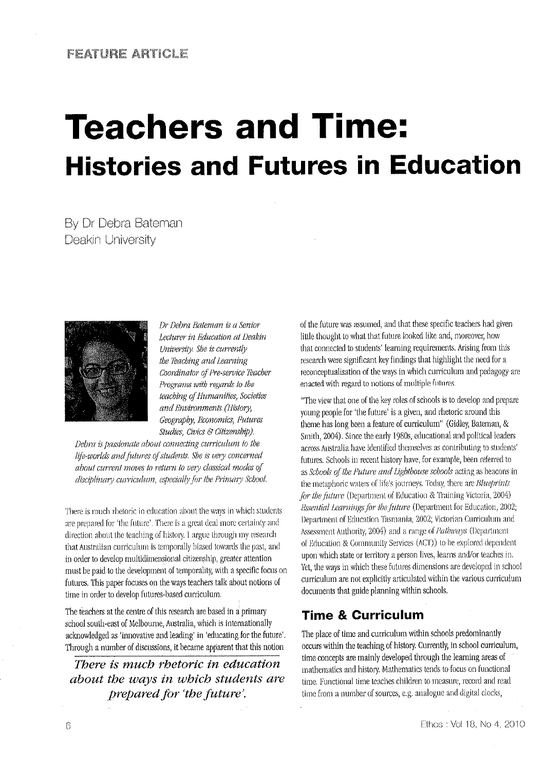FEATURE ARTICLE

# Teachers and Time:
## Histories and Futures in Education

By Dr Debra Bateman
Deakin University

*Dr Debra Bateman is a Senior Lecturer in Education at Deakin University. She is currently the Teaching and Learning Coordinator of Pre-service Teacher Programs with regards to the teaching of Humanities, Societies and Environments (History, Geography, Economics, Futures Studies, Civics & Citizenship). Debra is passionate about connecting curriculum to the life-worlds and futures of students. She is very concerned about current moves to return to very classical modes of disciplinary curriculum, especially for the Primary School.*

There is much rhetoric in education about the ways in which students are prepared for 'the future'. There is a great deal more certainty and direction about the teaching of history. I argue through my research that Australian curriculum is temporally biased towards the past, and in order to develop multidimensional citizenship, greater attention must be paid to the development of temporality, with a specific focus on futures. This paper focuses on the ways teachers talk about notions of time in order to develop futures-based curriculum.

The teachers at the centre of this research are based in a primary school south-east of Melbourne, Australia, which is internationally acknowledged as 'innovative and leading' in 'educating for the future'. Through a number of discussions, it became apparent that this notion of the future was assumed, and that these specific teachers had given little thought to what that future looked like and, moreover, how that connected to students' learning requirements. Arising from this research were significant key findings that highlight the need for a reconceptualisation of the ways in which curriculum and pedagogy are enacted with regard to notions of multiple futures.

*There is much rhetoric in education about the ways in which students are prepared for 'the future'.*

"The view that one of the key roles of schools is to develop and prepare young people for 'the future' is a given, and rhetoric around this theme has long been a feature of curriculum" (Gidley, Bateman, & Smith, 2004). Since the early 1980s, educational and political leaders across Australia have identified themselves as contributing to students' futures. Schools in recent history have, for example, been referred to as *Schools of the Future* and *Lighthouse schools* acting as beacons in the metaphoric waters of life's journeys. Today, there are *Blueprints for the future* (Department of Education & Training Victoria, 2004) *Essential Learnings for the future* (Department for Education, 2002; Department of Education Tasmania, 2002; Victorian Curriculum and Assessment Authority, 2004) and a range of *Pathways* (Department of Education & Community Services (ACT)) to be explored dependent upon which state or territory a person lives, learns and/or teaches in. Yet, the ways in which these futures dimensions are developed in school curriculum are not explicitly articulated within the various curriculum documents that guide planning within schools.

## Time & Curriculum

The place of time and curriculum within schools predominantly occurs within the teaching of history. Currently, in school curriculum, time concepts are mainly developed through the learning areas of mathematics and history. Mathematics tends to focus on functional time. Functional time teaches children to measure, record and read time from a number of sources, e.g. analogue and digital clocks,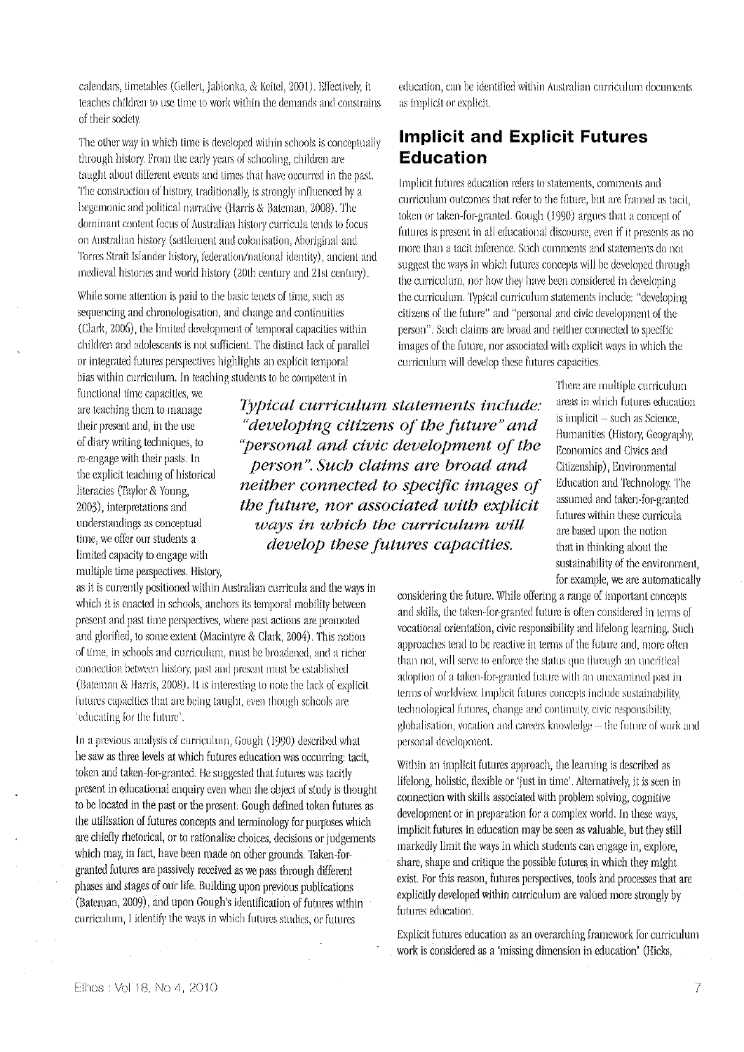calendars, timetables (Gellert, Jablonka, & Keitel, 2001). Effectively, it teaches children to use time to work within the demands and constrains of their society.

The other way in which time is developed within schools is conceptually through history. From the early years of schooling, children are taught about different events and times that have occurred in the past. The construction of history, traditionally, is strongly influenced by a hegemonic and political narrative (Harris & Bateman, 2008). The dominant content focus of Australian history curricula tends to focus on Australian history (settlement and colonisation, Aboriginal and Torres Strait Islander history, federation/national identity), ancient and medieval histories and world history (20th century and 21st century).

While some attention is paid to the basic tenets of time, such as sequencing and chronologisation, and change and continuities (Clark, 2006), the limited development of temporal capacities within children and adolescents is not sufficient. The distinct lack of parallel or integrated futures perspectives highlights an explicit temporal bias within curriculum. In teaching students to be competent in functional time capacities, we are teaching them to manage their present and, in the use of diary writing techniques, to re-engage with their pasts. In the explicit teaching of historical literacies (Taylor & Young, 2003), interpretations and understandings as conceptual time, we offer our students a limited capacity to engage with multiple time perspectives. History, as it is currently positioned within Australian curricula and the ways in which it is enacted in schools, anchors its temporal mobility between present and past time perspectives, where past actions are promoted and glorified, to some extent (Macintyre & Clark, 2004). This notion of time, in schools and curriculum, must be broadened, and a richer connection between history, past and present must be established (Bateman & Harris, 2008). It is interesting to note the lack of explicit futures capacities that are being taught, even though schools are 'educating for the future'.

In a previous analysis of curriculum, Gough (1990) described what he saw as three levels at which futures education was occurring: tacit, token and taken-for-granted. He suggested that futures was tacitly present in educational enquiry even when the object of study is thought to be located in the past or the present. Gough defined token futures as the utilisation of futures concepts and terminology for purposes which are chiefly rhetorical, or to rationalise choices, decisions or judgements which may, in fact, have been made on other grounds. Taken-for-granted futures are passively received as we pass through different phases and stages of our life. Building upon previous publications (Bateman, 2009), and upon Gough's identification of futures within curriculum, I identify the ways in which futures studies, or futures education, can be identified within Australian curriculum documents as implicit or explicit.

## Implicit and Explicit Futures Education

Implicit futures education refers to statements, comments and curriculum outcomes that refer to the future, but are framed as tacit, token or taken-for-granted. Gough (1990) argues that a concept of futures is present in all educational discourse, even if it presents as no more than a tacit inference. Such comments and statements do not suggest the ways in which futures concepts will be developed through the curriculum, nor how they have been considered in developing the curriculum. Typical curriculum statements include: "developing citizens of the future" and "personal and civic development of the person". Such claims are broad and neither connected to specific images of the future, nor associated with explicit ways in which the curriculum will develop these futures capacities.

> ***Typical curriculum statements include: "developing citizens of the future" and "personal and civic development of the person". Such claims are broad and neither connected to specific images of the future, nor associated with explicit ways in which the curriculum will develop these futures capacities.***

There are multiple curriculum areas in which futures education is implicit – such as Science, Humanities (History, Geography, Economics and Civics and Citizenship), Environmental Education and Technology. The assumed and taken-for-granted futures within these curricula are based upon the notion that in thinking about the sustainability of the environment, for example, we are automatically considering the future. While offering a range of important concepts and skills, the taken-for-granted future is often considered in terms of vocational orientation, civic responsibility and lifelong learning. Such approaches tend to be reactive in terms of the future and, more often than not, will serve to enforce the status quo through an uncritical adoption of a taken-for-granted future with an unexamined past in terms of worldview. Implicit futures concepts include sustainability, technological futures, change and continuity, civic responsibility, globalisation, vocation and careers knowledge – the future of work and personal development.

Within an implicit futures approach, the learning is described as lifelong, holistic, flexible or 'just in time'. Alternatively, it is seen in connection with skills associated with problem solving, cognitive development or in preparation for a complex world. In these ways, implicit futures in education may be seen as valuable, but they still markedly limit the ways in which students can engage in, explore, share, shape and critique the possible futures in which they might exist. For this reason, futures perspectives, tools and processes that are explicitly developed within curriculum are valued more strongly by futures education.

Explicit futures education as an overarching framework for curriculum work is considered as a 'missing dimension in education' (Hicks,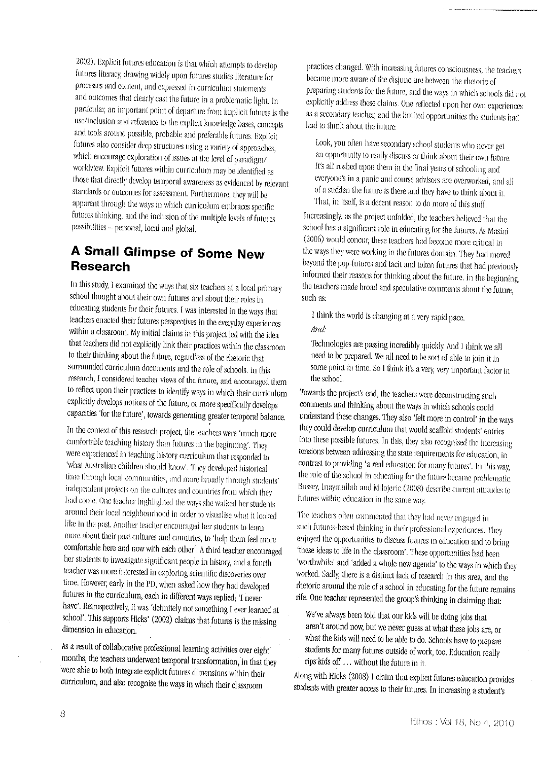2002). Explicit futures education is that which attempts to develop futures literacy, drawing widely upon futures studies literature for processes and content, and expressed in curriculum statements and outcomes that clearly cast the future in a problematic light. In particular, an important point of departure from implicit futures is the use/inclusion and reference to the explicit knowledge bases, concepts and tools around possible, probable and preferable futures. Explicit futures also consider deep structures using a variety of approaches, which encourage exploration of issues at the level of paradigm/worldview. Explicit futures within curriculum may be identified as those that directly develop temporal awareness as evidenced by relevant standards or outcomes for assessment. Furthermore, they will be apparent through the ways in which curriculum embraces specific futures thinking, and the inclusion of the multiple levels of futures possibilities – personal, local and global.

## A Small Glimpse of Some New Research

In this study, I examined the ways that six teachers at a local primary school thought about their own futures and about their roles in educating students for their futures. I was interested in the ways that teachers enacted their futures perspectives in the everyday experiences within a classroom. My initial claims in this project led with the idea that teachers did not explicitly link their practices within the classroom to their thinking about the future, regardless of the rhetoric that surrounded curriculum documents and the role of schools. In this research, I considered teacher views of the future, and encouraged them to reflect upon their practices to identify ways in which their curriculum explicitly develops notions of the future, or more specifically develops capacities 'for the future', towards generating greater temporal balance.

In the context of this research project, the teachers were 'much more comfortable teaching history than futures in the beginning'. They were experienced in teaching history curriculum that responded to 'what Australian children should know'. They developed historical time through local communities, and more broadly through students' independent projects on the cultures and countries from which they had come. One teacher highlighted the ways she walked her students around their local neighbourhood in order to visualise what it looked like in the past. Another teacher encouraged her students to learn more about their past cultures and countries, to 'help them feel more comfortable here and now with each other'. A third teacher encouraged her students to investigate significant people in history, and a fourth teacher was more interested in exploring scientific discoveries over time. However, early in the PD, when asked how they had developed futures in the curriculum, each in different ways replied, 'I never have'. Retrospectively, it was 'definitely not something I ever learned at school'. This supports Hicks' (2002) claims that futures is the missing dimension in education.

As a result of collaborative professional learning activities over eight months, the teachers underwent temporal transformation, in that they were able to both integrate explicit futures dimensions within their curriculum, and also recognise the ways in which their classroom practices changed. With increasing futures consciousness, the teachers became more aware of the disjuncture between the rhetoric of preparing students for the future, and the ways in which schools did not explicitly address these claims. One reflected upon her own experiences as a secondary teacher, and the limited opportunities the students had had to think about the future:

> Look, you often have secondary school students who never get an opportunity to really discuss or think about their own future. It's all rushed upon them in the final years of schooling and everyone's in a panic and course advisors are overworked, and all of a sudden the future is there and they have to think about it. That, in itself, is a decent reason to do more of this stuff.

Increasingly, as the project unfolded, the teachers believed that the school has a significant role in educating for the futures. As Masini (2006) would concur, these teachers had become more critical in the ways they were working in the futures domain. They had moved beyond the pop-futures and tacit and token futures that had previously informed their reasons for thinking about the future. In the beginning, the teachers made broad and speculative comments about the future, such as:

> I think the world is changing at a very rapid pace.
>
> *And:*
>
> Technologies are passing incredibly quickly. And I think we all need to be prepared. We all need to be sort of able to join it in some point in time. So I think it's a very, very important factor in the school.

Towards the project's end, the teachers were deconstructing such comments and thinking about the ways in which schools could understand these changes. They also 'felt more in control' in the ways they could develop curriculum that would scaffold students' entries into these possible futures. In this, they also recognised the increasing tensions between addressing the state requirements for education, in contrast to providing 'a real education for many futures'. In this way, the role of the school in educating for the future became problematic. Bussey, Inayatullah and Milojevic (2008) describe current attitudes to futures within education in the same way.

The teachers often commented that they had never engaged in such futures-based thinking in their professional experiences. They enjoyed the opportunities to discuss futures in education and to bring 'these ideas to life in the classroom'. These opportunities had been 'worthwhile' and 'added a whole new agenda' to the ways in which they worked. Sadly, there is a distinct lack of research in this area, and the rhetoric around the role of a school in educating for the future remains rife. One teacher represented the group's thinking in claiming that:

> We've always been told that our kids will be doing jobs that aren't around now, but we never guess at what these jobs are, or what the kids will need to be able to do. Schools have to prepare students for many futures outside of work, too. Education really rips kids off ... without the future in it.

Along with Hicks (2008) I claim that explicit futures education provides students with greater access to their futures. In increasing a student's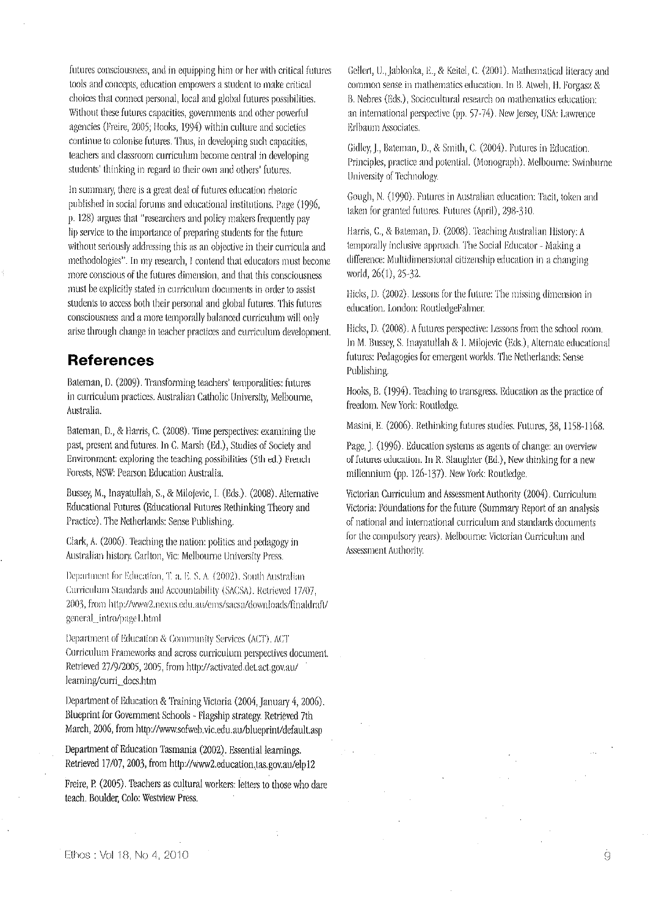futures consciousness, and in equipping him or her with critical futures tools and concepts, education empowers a student to make critical choices that connect personal, local and global futures possibilities. Without these futures capacities, governments and other powerful agencies (Freire, 2005; Hooks, 1994) within culture and societies continue to colonise futures. Thus, in developing such capacities, teachers and classroom curriculum become central in developing students' thinking in regard to their own and others' futures.

In summary, there is a great deal of futures education rhetoric published in social forums and educational institutions. Page (1996, p. 128) argues that "researchers and policy makers frequently pay lip service to the importance of preparing students for the future without seriously addressing this as an objective in their curricula and methodologies". In my research, I contend that educators must become more conscious of the futures dimension, and that this consciousness must be explicitly stated in curriculum documents in order to assist students to access both their personal and global futures. This futures consciousness and a more temporally balanced curriculum will only arise through change in teacher practices and curriculum development.

## References

Bateman, D. (2009). Transforming teachers' temporalities: futures in curriculum practices. Australian Catholic University, Melbourne, Australia.

Bateman, D., & Harris, C. (2008). Time perspectives: examining the past, present and futures. In C. Marsh (Ed.), Studies of Society and Environment: exploring the teaching possibilities (5th ed.) French Forests, NSW: Pearson Education Australia.

Bussey, M., Inayatullah, S., & Milojevic, I. (Eds.). (2008). Alternative Educational Futures (Educational Futures Rethinking Theory and Practice). The Netherlands: Sense Publishing.

Clark, A. (2006). Teaching the nation: politics and pedagogy in Australian history. Carlton, Vic: Melbourne University Press.

Department for Education, T. a. E. S. A. (2002). South Australian Curriculum Standards and Accountability (SACSA). Retrieved 17/07, 2003, from http://www2.nexus.edu.au/ems/sacsa/downloads/finaldraft/general_intro/page1.html

Department of Education & Community Services (ACT). ACT Curriculum Frameworks and across curriculum perspectives document. Retrieved 27/9/2005, 2005, from http://activated.det.act.gov.au/learning/curri_docs.htm

Department of Education & Training Victoria (2004, January 4, 2006). Blueprint for Government Schools - Flagship strategy. Retrieved 7th March, 2006, from http://www.sofweb.vic.edu.au/blueprint/default.asp

Department of Education Tasmania (2002). Essential learnings. Retrieved 17/07, 2003, from http://www2.education.tas.gov.au/elp12

Freire, P. (2005). Teachers as cultural workers: letters to those who dare teach. Boulder, Colo: Westview Press.

Gellert, U., Jablonka, E., & Keitel, C. (2001). Mathematical literacy and common sense in mathematics education. In B. Atweh, H. Forgasz & B. Nebres (Eds.), Sociocultural research on mathematics education: an international perspective (pp. 57-74). New Jersey, USA: Lawrence Erlbaum Associates.

Gidley, J., Bateman, D., & Smith, C. (2004). Futures in Education. Principles, practice and potential. (Monograph). Melbourne: Swinburne University of Technology.

Gough, N. (1990). Futures in Australian education: Tacit, token and taken for granted futures. Futures (April), 298-310.

Harris, C., & Bateman, D. (2008). Teaching Australian History: A temporally inclusive approach. The Social Educator - Making a difference: Multidimensional citizenship education in a changing world, 26(1), 25-32.

Hicks, D. (2002). Lessons for the future: The missing dimension in education. London: RoutledgeFalmer.

Hicks, D. (2008). A futures perspective: Lessons from the school room. In M. Bussey, S. Inayatullah & I. Milojevic (Eds.), Alternate educational futures: Pedagogies for emergent worlds. The Netherlands: Sense Publishing.

Hooks, B. (1994). Teaching to transgress. Education as the practice of freedom. New York: Routledge.

Masini, E. (2006). Rethinking futures studies. Futures, 38, 1158-1168.

Page, J. (1996). Education systems as agents of change: an overview of futures education. In R. Slaughter (Ed.), New thinking for a new millennium (pp. 126-137). New York: Routledge.

Victorian Curriculum and Assessment Authority (2004). Curriculum Victoria: Foundations for the future (Summary Report of an analysis of national and international curriculum and standards documents for the compulsory years). Melbourne: Victorian Curriculum and Assessment Authority.